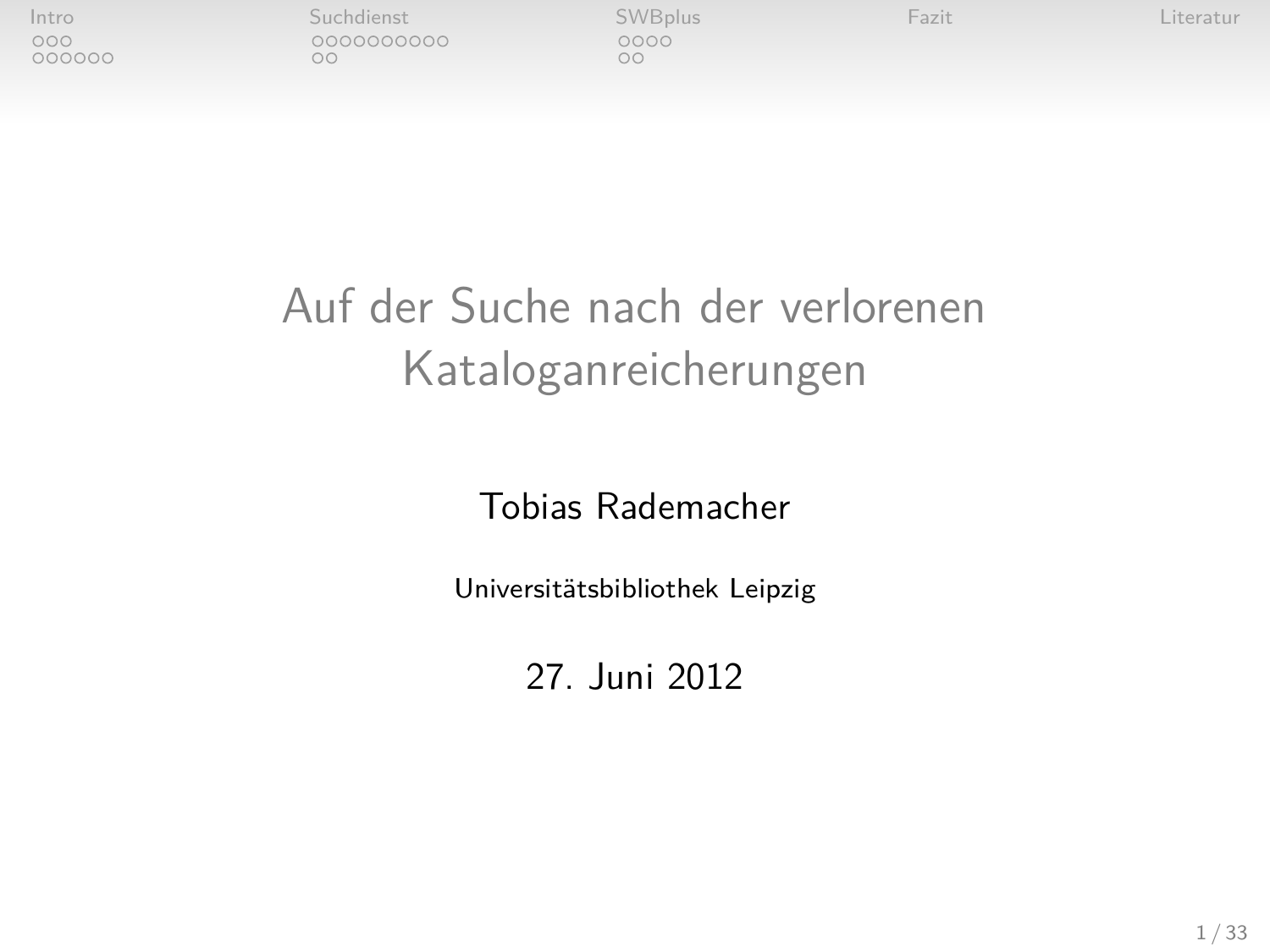# Auf der Suche nach der verlorenen Kataloganreicherungen

Tobias Rademacher

Universitätsbibliothek Leipzig

27. Juni 2012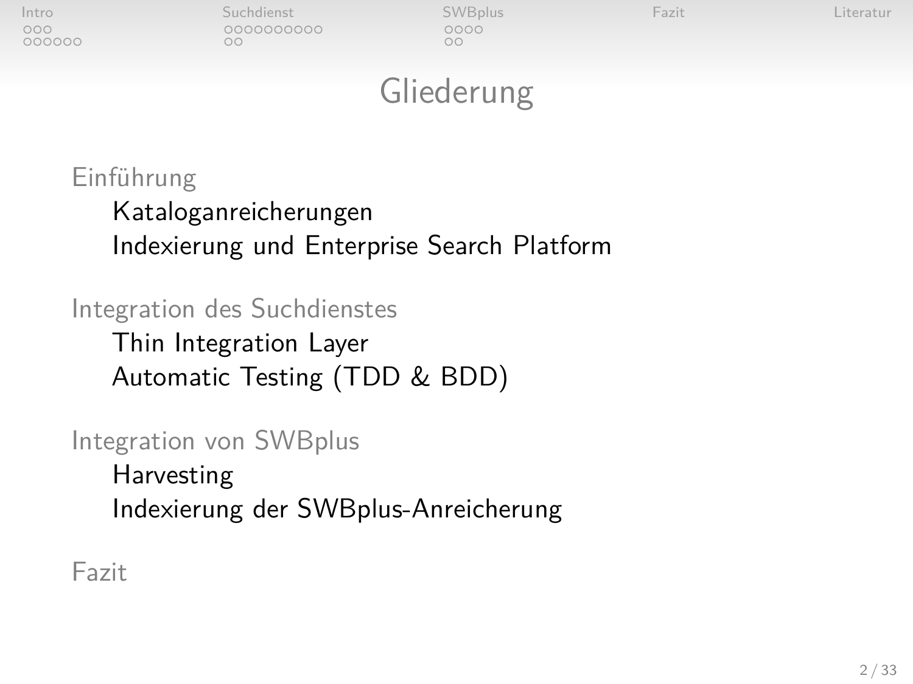# Gliederung

- Einführung
  - Kataloganreicherungen
  - Indexierung und Enterprise Search Platform
- Integration des Suchdienstes
  - Thin Integration Layer
  - Automatic Testing (TDD & BDD)
- Integration von SWBplus
  - Harvesting
  - Indexierung der SWBplus-Anreicherung
- Fazit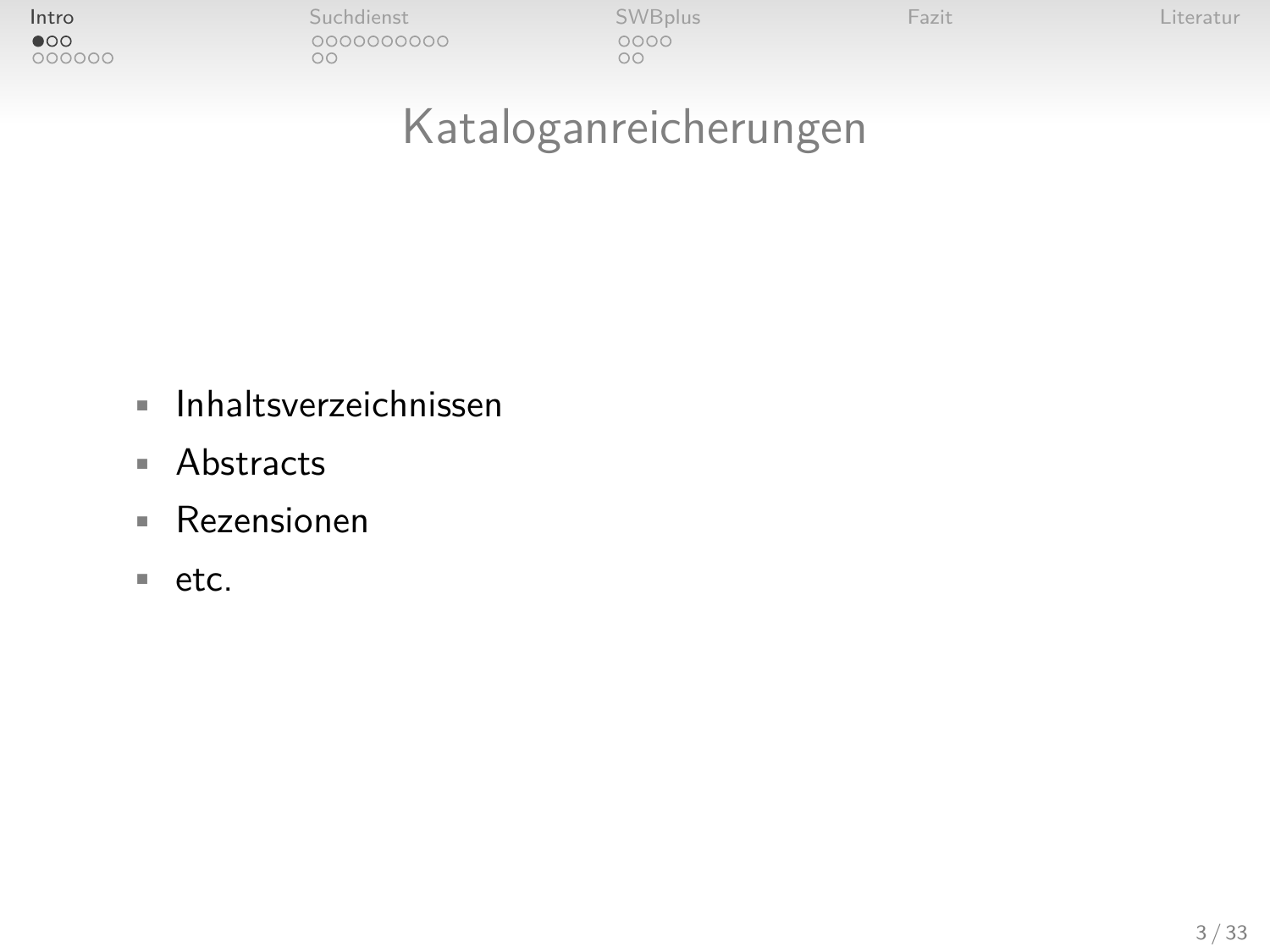# Kataloganreicherungen

- Inhaltsverzeichnissen
- Abstracts
- Rezensionen
- etc.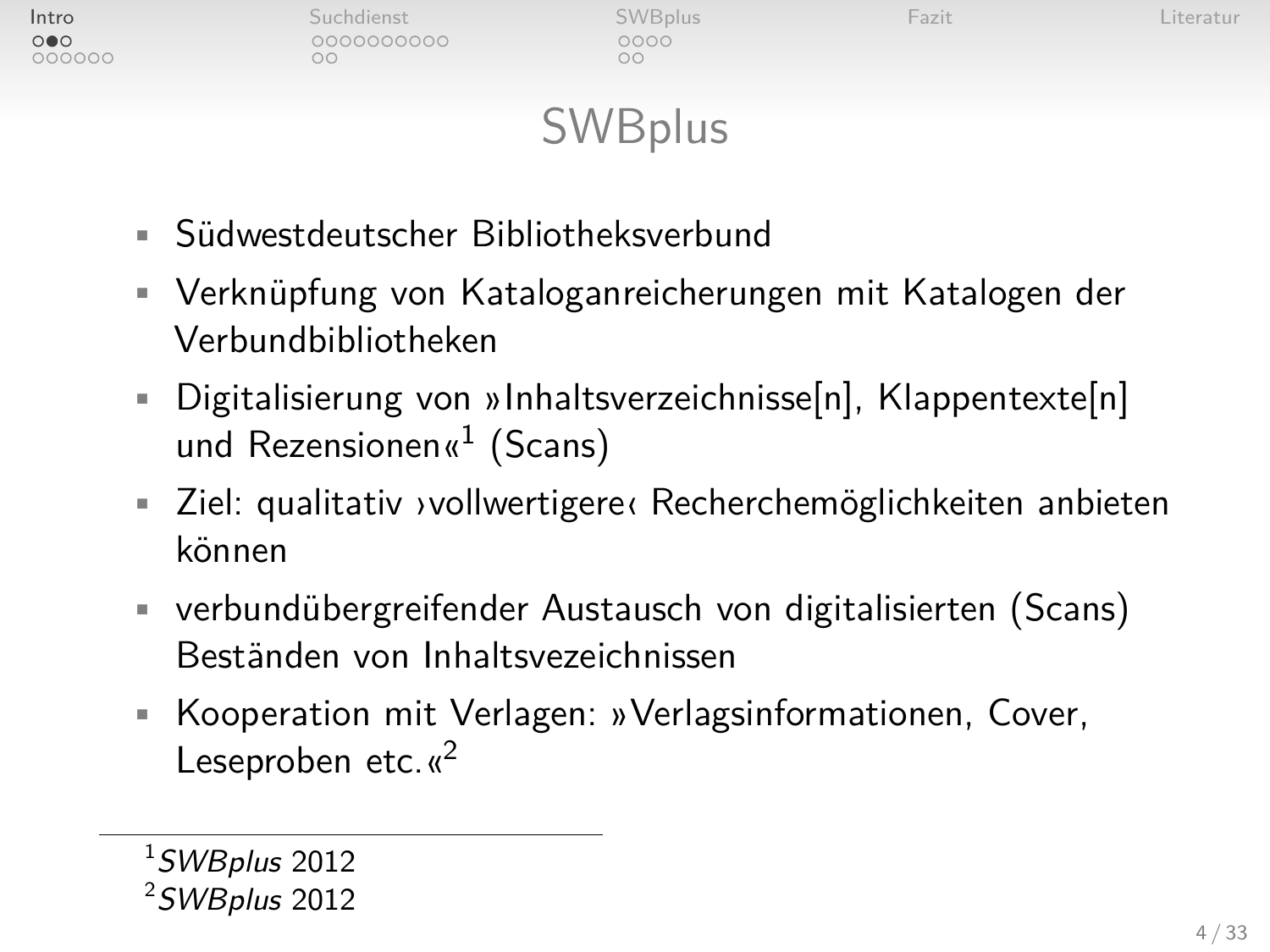# SWBplus

- Südwestdeutscher Bibliotheksverbund
- Verknüpfung von Kataloganreicherungen mit Katalogen der Verbundbibliotheken
- Digitalisierung von »Inhaltsverzeichnisse[n], Klappentexte[n] und Rezensionen«[1] (Scans)
- Ziel: qualitativ ›vollwertigere‹ Recherchemöglichkeiten anbieten können
- verbundübergreifender Austausch von digitalisierten (Scans) Beständen von Inhaltsvezeichnissen
- Kooperation mit Verlagen: »Verlagsinformationen, Cover, Leseproben etc.«[2]

---

[1] *SWBplus* 2012

[2] *SWBplus* 2012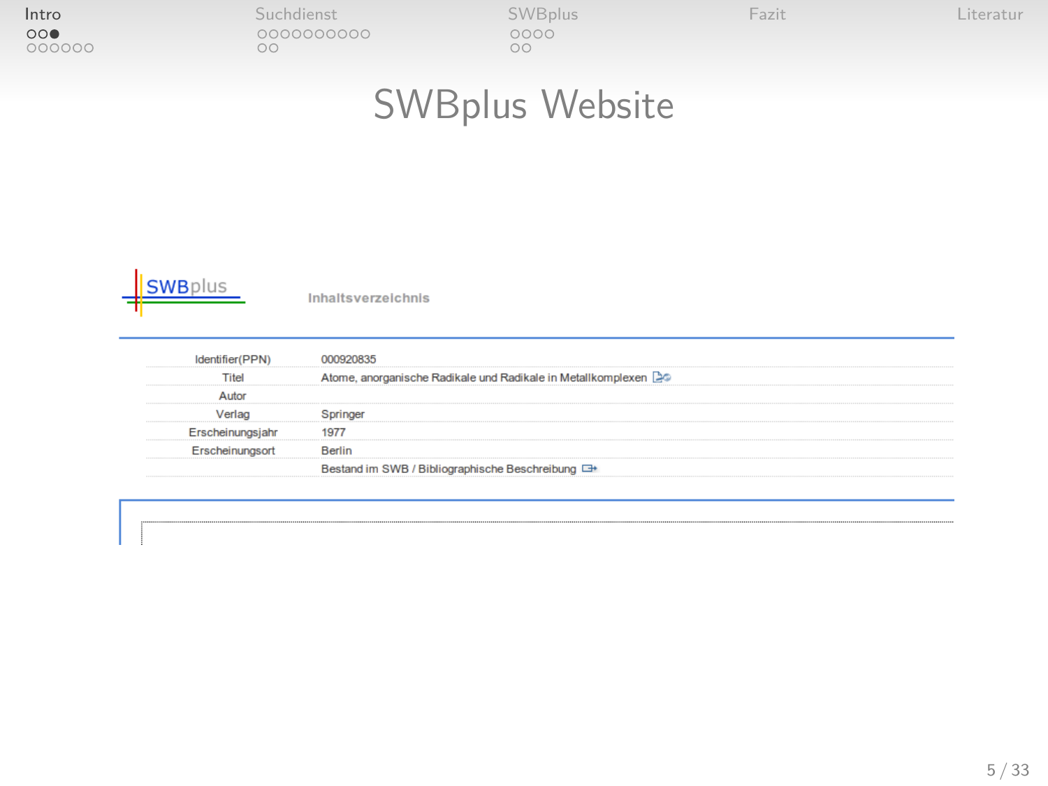# SWBplus Website

SWBplus

**Inhaltsverzeichnis**

| | |
|---|---|
| Identifier(PPN) | 000920835 |
| Titel | Atome, anorganische Radikale und Radikale in Metallkomplexen |
| Autor | |
| Verlag | Springer |
| Erscheinungsjahr | 1977 |
| Erscheinungsort | Berlin |
| | Bestand im SWB / Bibliographische Beschreibung |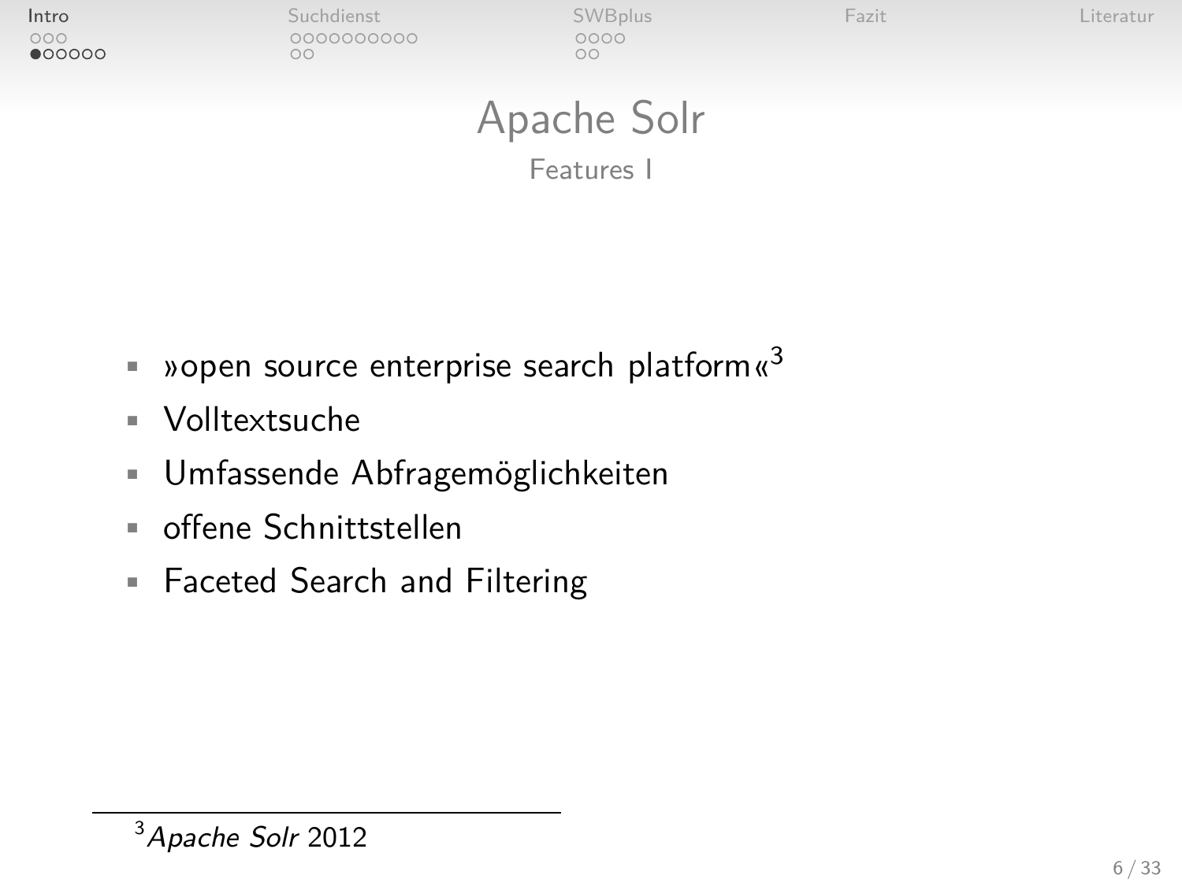# Apache Solr

## Features I

- »open source enterprise search platform«[3]
- Volltextsuche
- Umfassende Abfragemöglichkeiten
- offene Schnittstellen
- Faceted Search and Filtering

---

[3] *Apache Solr* 2012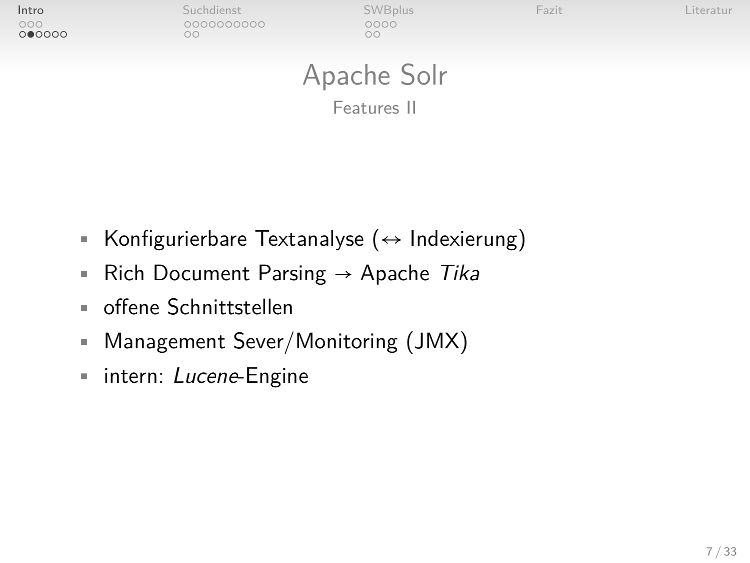# Apache Solr

## Features II

- Konfigurierbare Textanalyse (↔ Indexierung)
- Rich Document Parsing → Apache *Tika*
- offene Schnittstellen
- Management Sever/Monitoring (JMX)
- intern: *Lucene*-Engine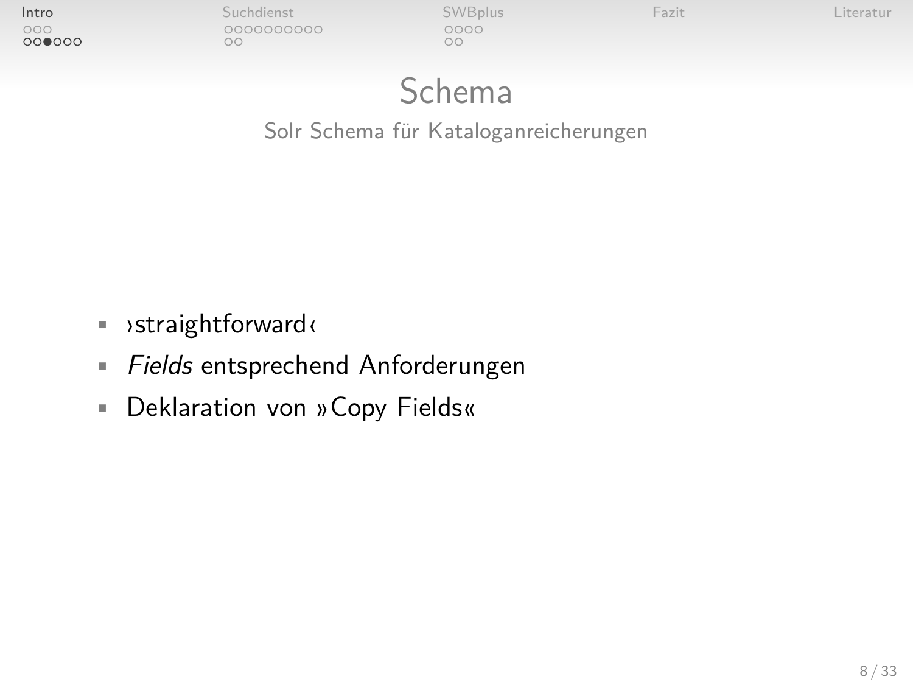# Schema

## Solr Schema für Kataloganreicherungen

- ›straightforward‹
- *Fields* entsprechend Anforderungen
- Deklaration von »Copy Fields«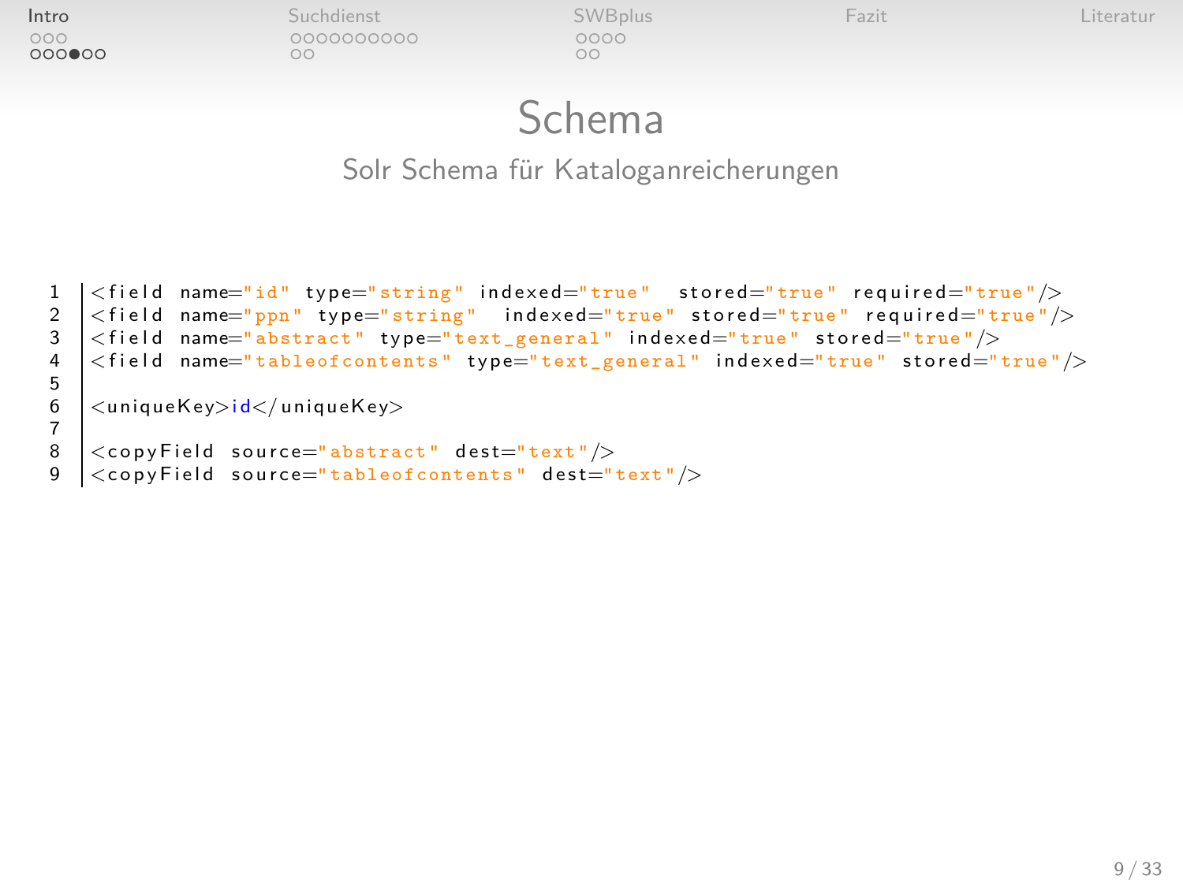# Schema

## Solr Schema für Kataloganreicherungen

```
<field name="id" type="string" indexed="true"  stored="true" required="true"/>
<field name="ppn" type="string"  indexed="true" stored="true" required="true"/>
<field name="abstract" type="text_general" indexed="true" stored="true"/>
<field name="tableofcontents" type="text_general" indexed="true" stored="true"/>

<uniqueKey>id</uniqueKey>

<copyField source="abstract" dest="text"/>
<copyField source="tableofcontents" dest="text"/>
```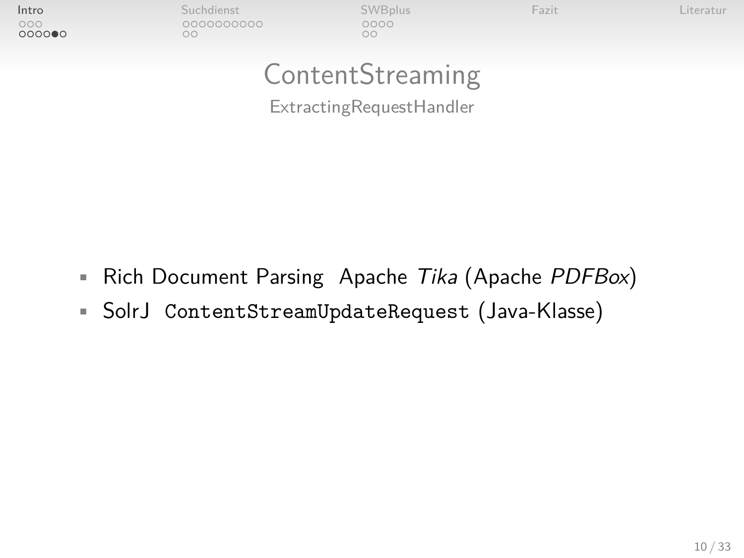# ContentStreaming

## ExtractingRequestHandler

- Rich Document Parsing Apache *Tika* (Apache *PDFBox*)
- SolrJ `ContentStreamUpdateRequest` (Java-Klasse)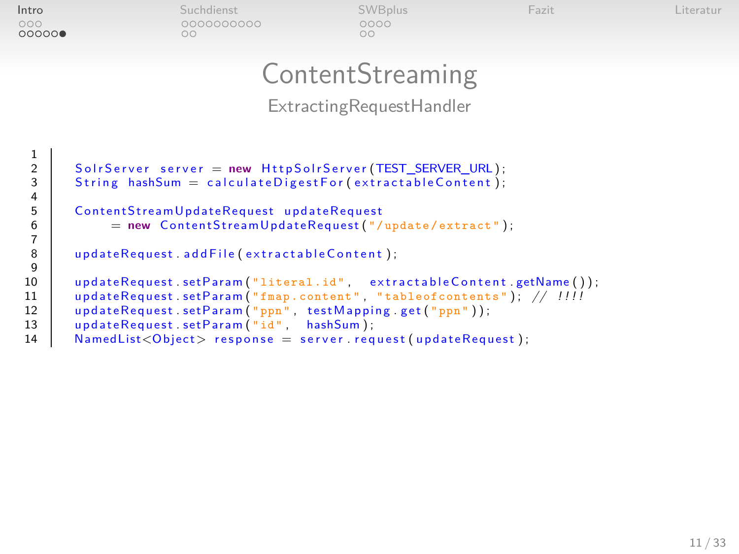# ContentStreaming

## ExtractingRequestHandler

```java

SolrServer server = new HttpSolrServer(TEST_SERVER_URL);
String hashSum = calculateDigestFor(extractableContent);

ContentStreamUpdateRequest updateRequest
     = new ContentStreamUpdateRequest("/update/extract");

updateRequest.addFile(extractableContent);

updateRequest.setParam("literal.id",  extractableContent.getName());
updateRequest.setParam("fmap.content", "tableofcontents"); // !!!!
updateRequest.setParam("ppn", testMapping.get("ppn"));
updateRequest.setParam("id",  hashSum);
NamedList<Object> response = server.request(updateRequest);
```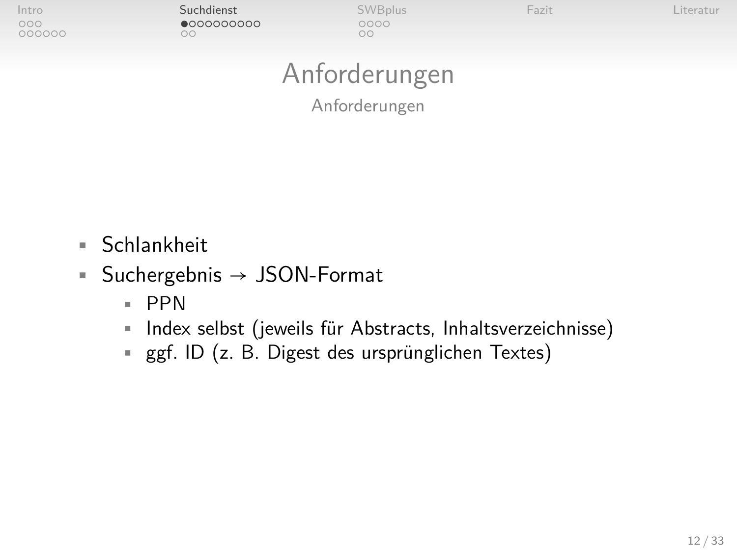# Anforderungen

## Anforderungen

- Schlankheit
- Suchergebnis → JSON-Format
  - PPN
  - Index selbst (jeweils für Abstracts, Inhaltsverzeichnisse)
  - ggf. ID (z. B. Digest des ursprünglichen Textes)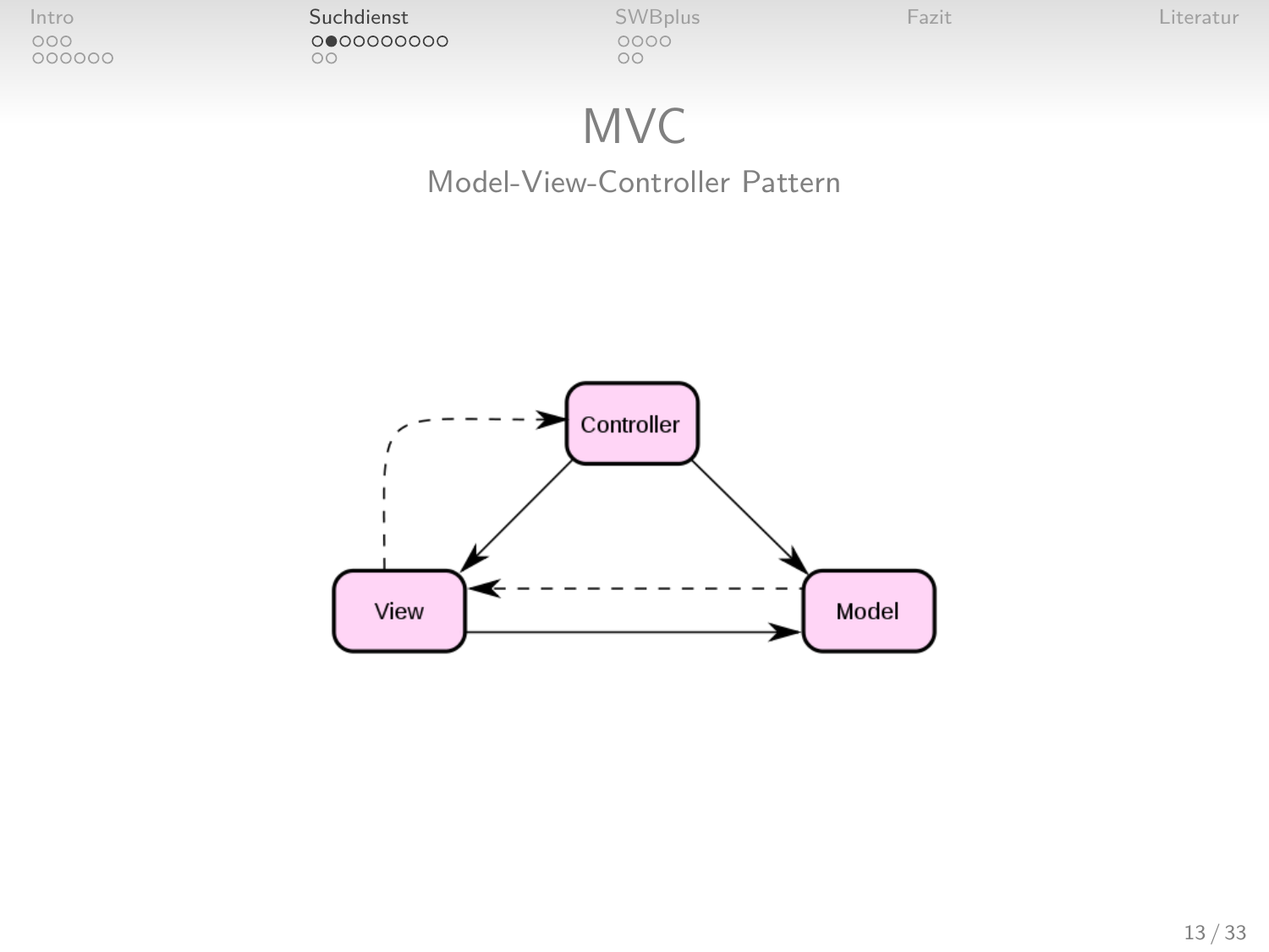# MVC

## Model-View-Controller Pattern

Controller

View

Model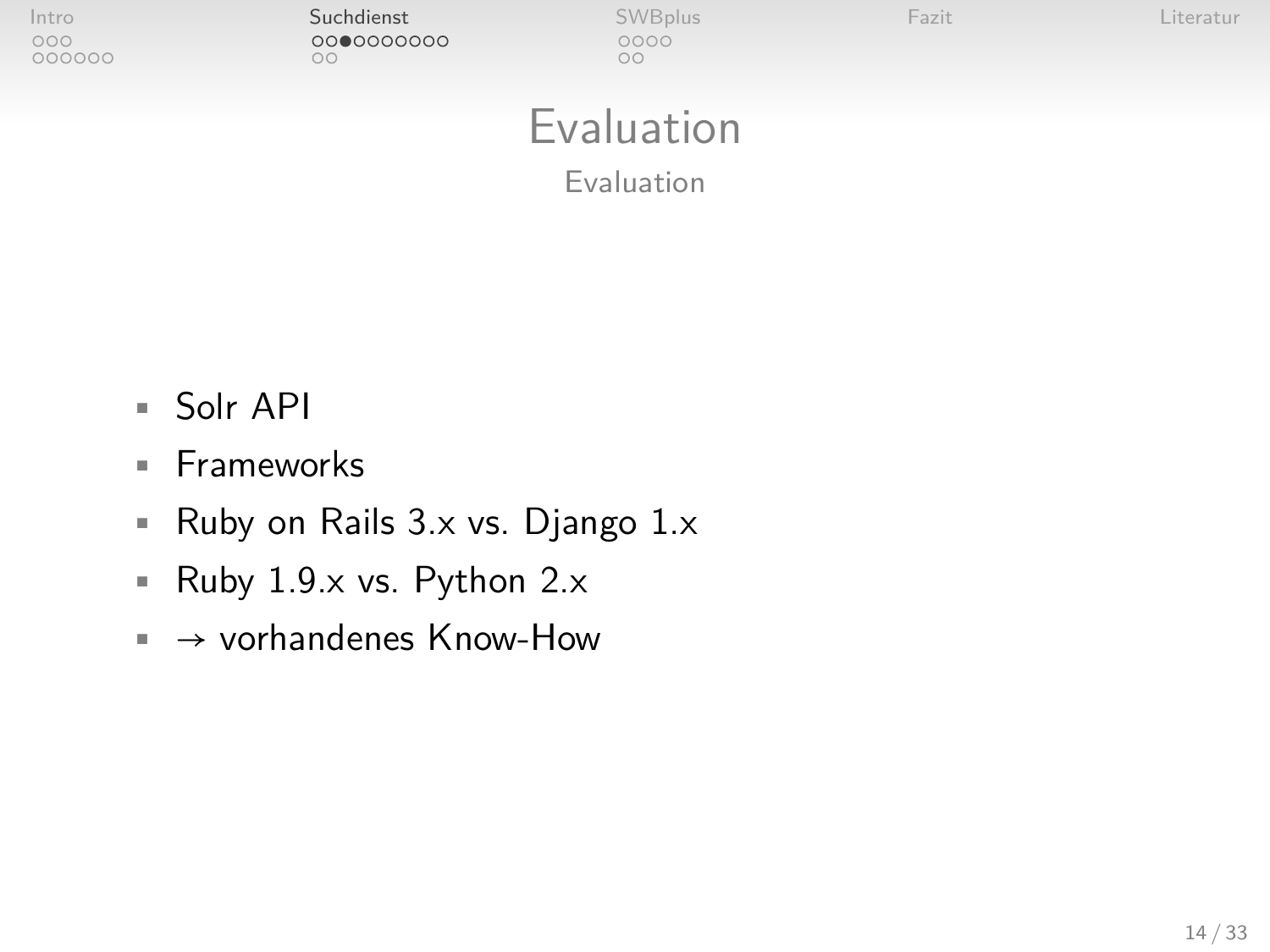# Evaluation

## Evaluation

- Solr API
- Frameworks
- Ruby on Rails 3.x vs. Django 1.x
- Ruby 1.9.x vs. Python 2.x
- → vorhandenes Know-How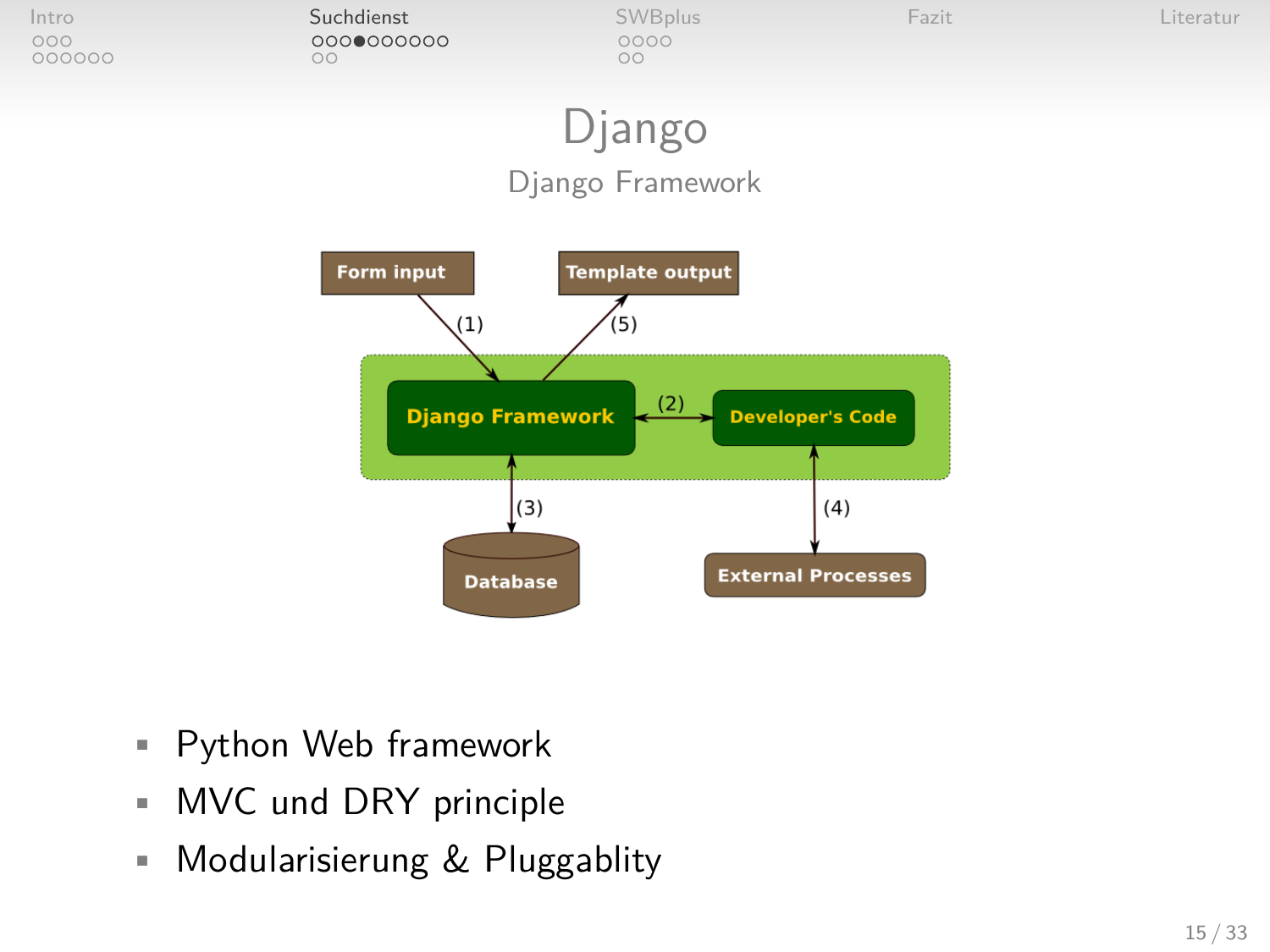# Django

## Django Framework

- Python Web framework
- MVC und DRY principle
- Modularisierung & Pluggablity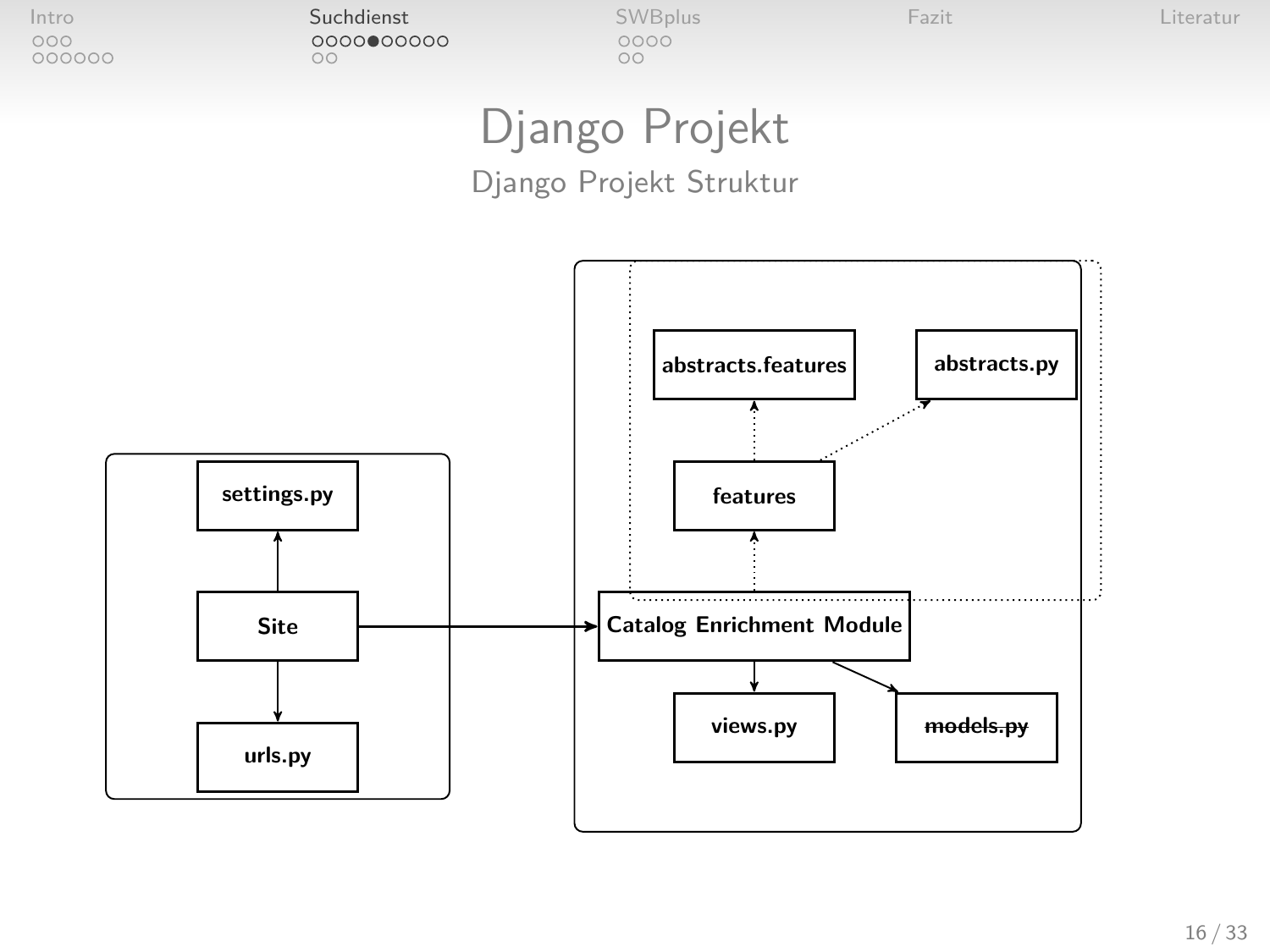# Django Projekt

## Django Projekt Struktur

settings.py

Site

urls.py

abstracts.features

abstracts.py

features

Catalog Enrichment Module

views.py

~~models.py~~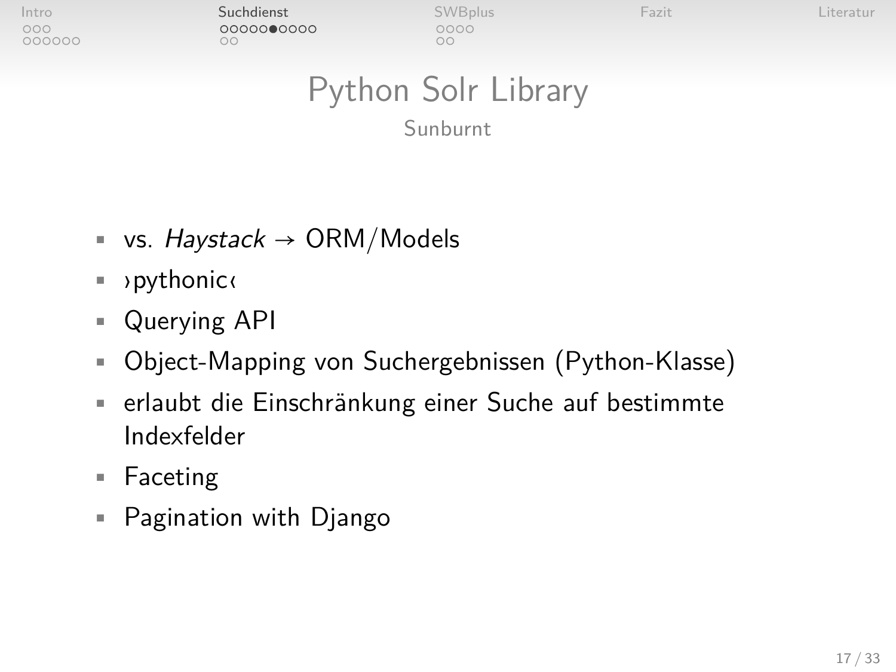# Python Solr Library

## Sunburnt

- vs. *Haystack* → ORM/Models
- ›pythonic‹
- Querying API
- Object-Mapping von Suchergebnissen (Python-Klasse)
- erlaubt die Einschränkung einer Suche auf bestimmte Indexfelder
- Faceting
- Pagination with Django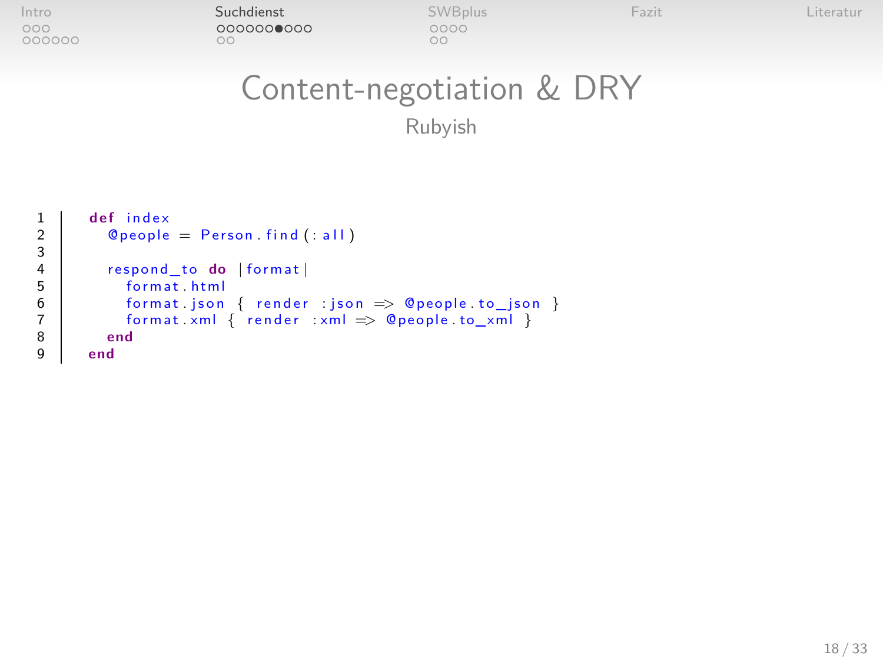# Content-negotiation & DRY

## Rubyish

```ruby
def index
  @people = Person.find(:all)

  respond_to do |format|
    format.html
    format.json { render :json => @people.to_json }
    format.xml { render :xml => @people.to_xml }
  end
end
```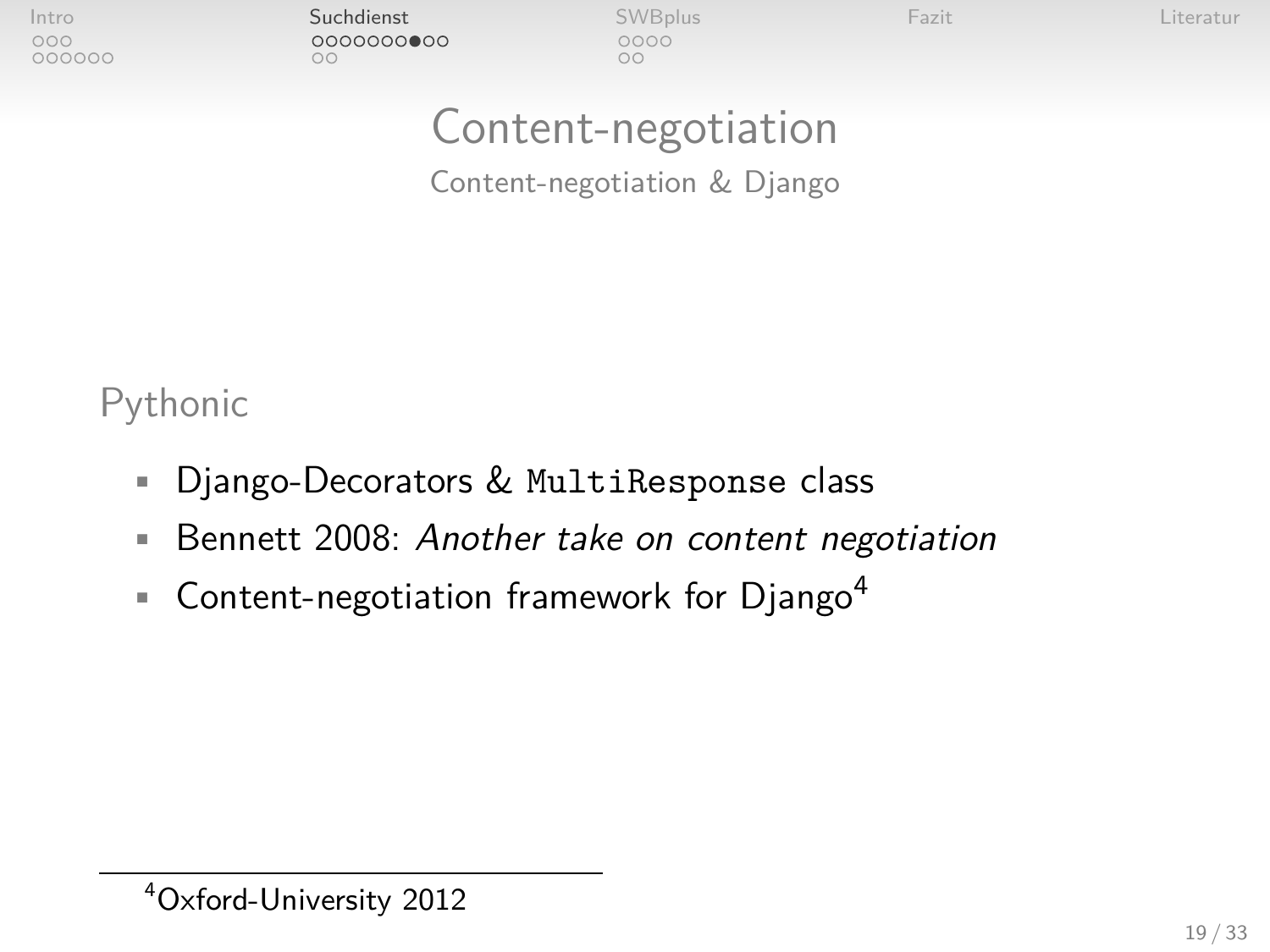# Content-negotiation

## Content-negotiation & Django

### Pythonic

- Django-Decorators & `MultiResponse` class
- Bennett 2008: *Another take on content negotiation*
- Content-negotiation framework for Django[4]

[4] Oxford-University 2012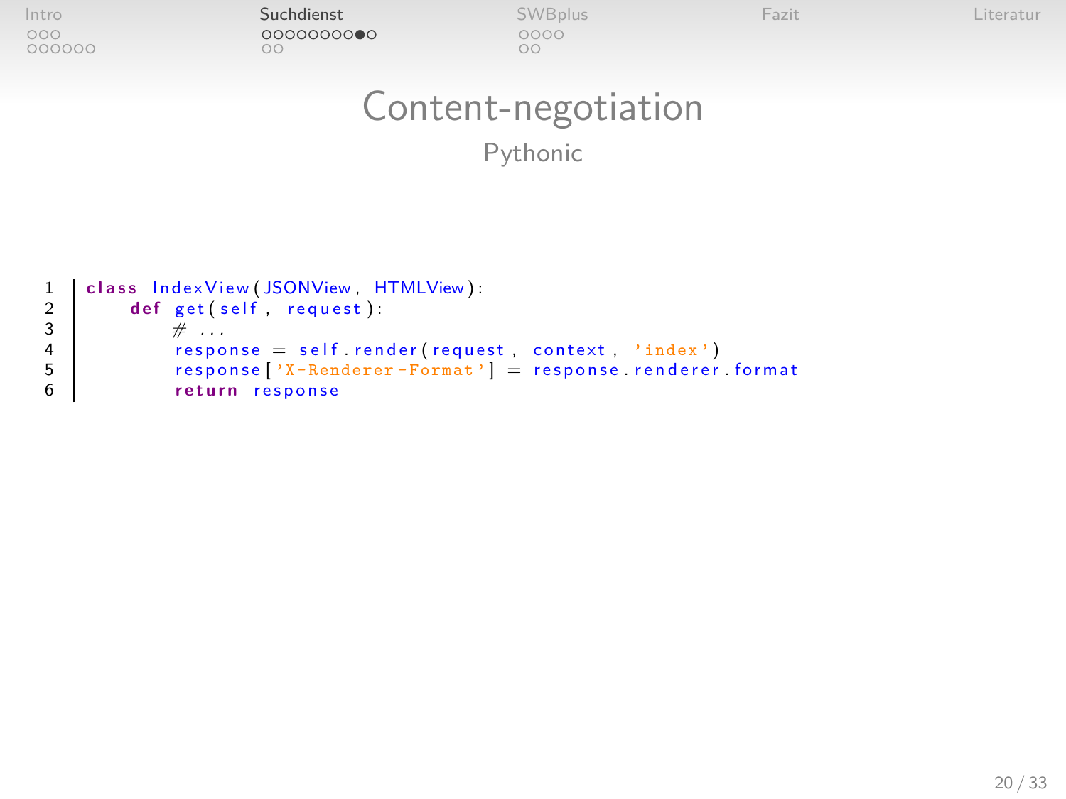# Content-negotiation

## Pythonic

```python
class IndexView(JSONView, HTMLView):
    def get(self, request):
        # ...
        response = self.render(request, context, 'index')
        response['X-Renderer-Format'] = response.renderer.format
        return response
```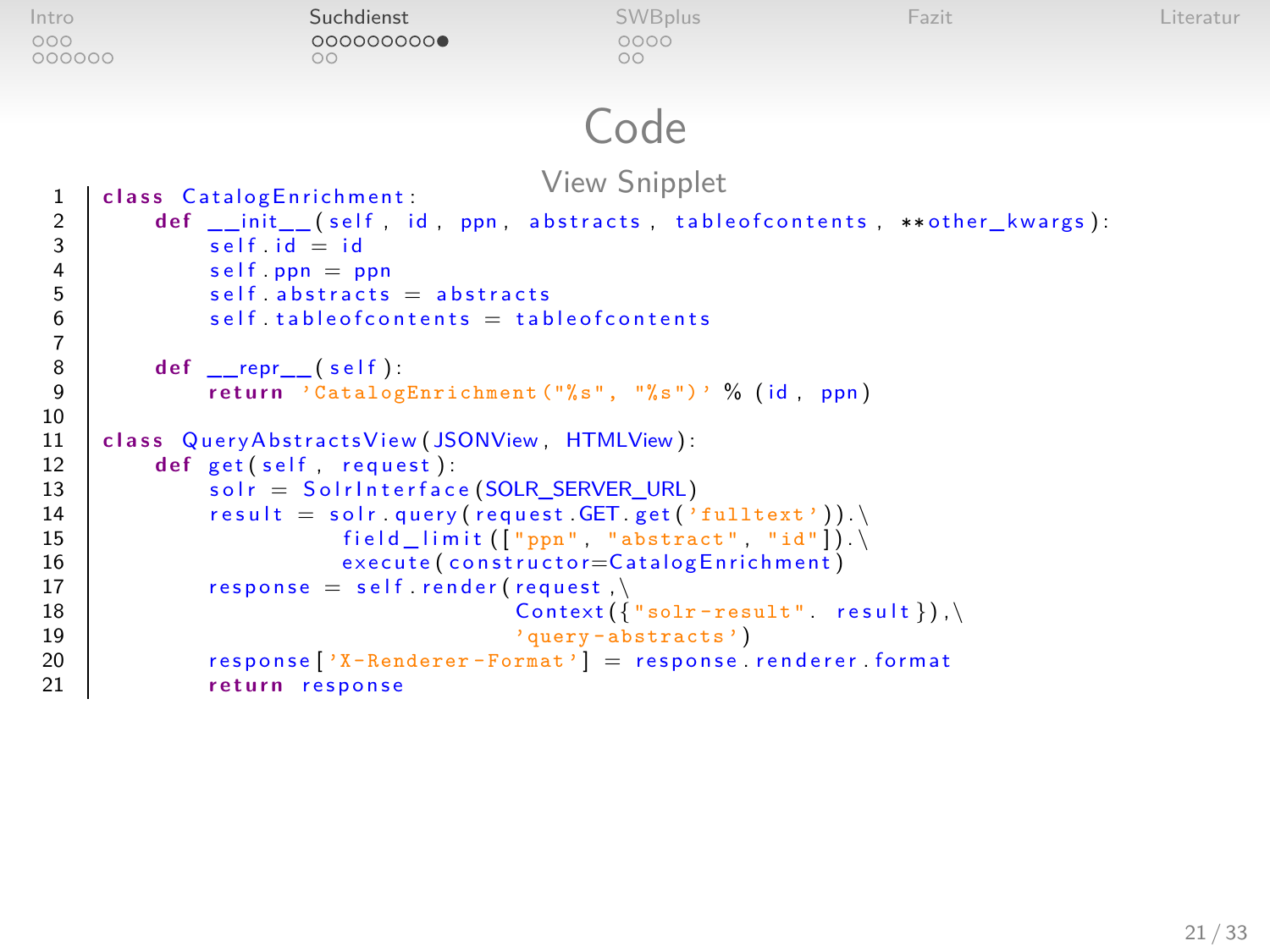# Code

## View Snipplet

```
class CatalogEnrichment:
    def __init__(self, id, ppn, abstracts, tableofcontents, **other_kwargs):
        self.id = id
        self.ppn = ppn
        self.abstracts = abstracts
        self.tableofcontents = tableofcontents

    def __repr__(self):
        return 'CatalogEnrichment("%s", "%s")' % (id, ppn)

class QueryAbstractsView(JSONView, HTMLView):
    def get(self, request):
        solr = SolrInterface(SOLR_SERVER_URL)
        result = solr.query(request.GET.get('fulltext')).\
                 field_limit(["ppn", "abstract", "id"]).\
                 execute(constructor=CatalogEnrichment)
        response = self.render(request,\
                               Context({"solr-result". result}),\
                               'query-abstracts')
        response['X-Renderer-Format'] = response.renderer.format
        return response
```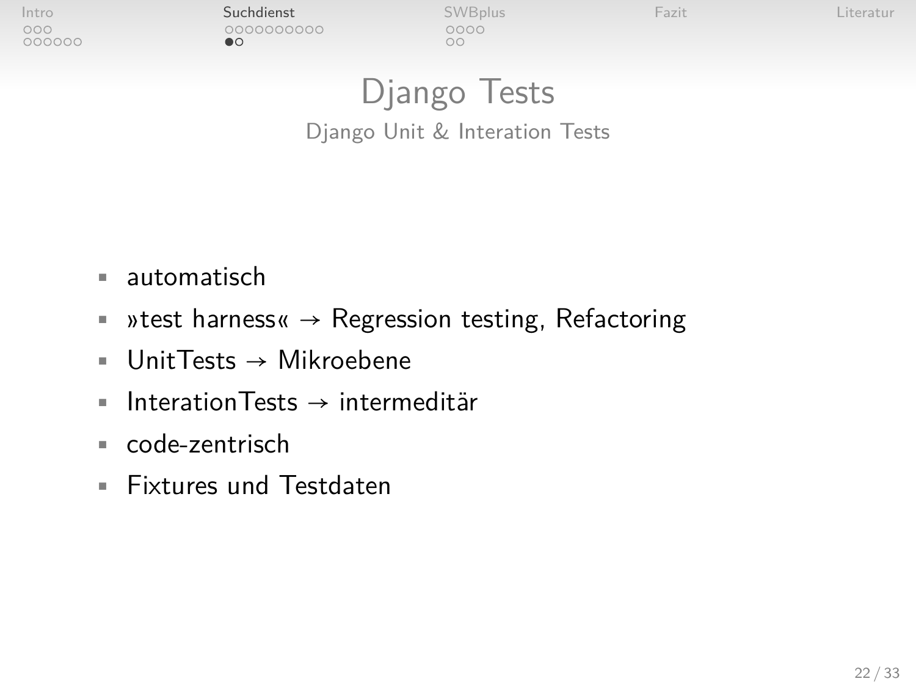# Django Tests

## Django Unit & Interation Tests

- automatisch
- »test harness« → Regression testing, Refactoring
- UnitTests → Mikroebene
- InterationTests → intermeditär
- code-zentrisch
- Fixtures und Testdaten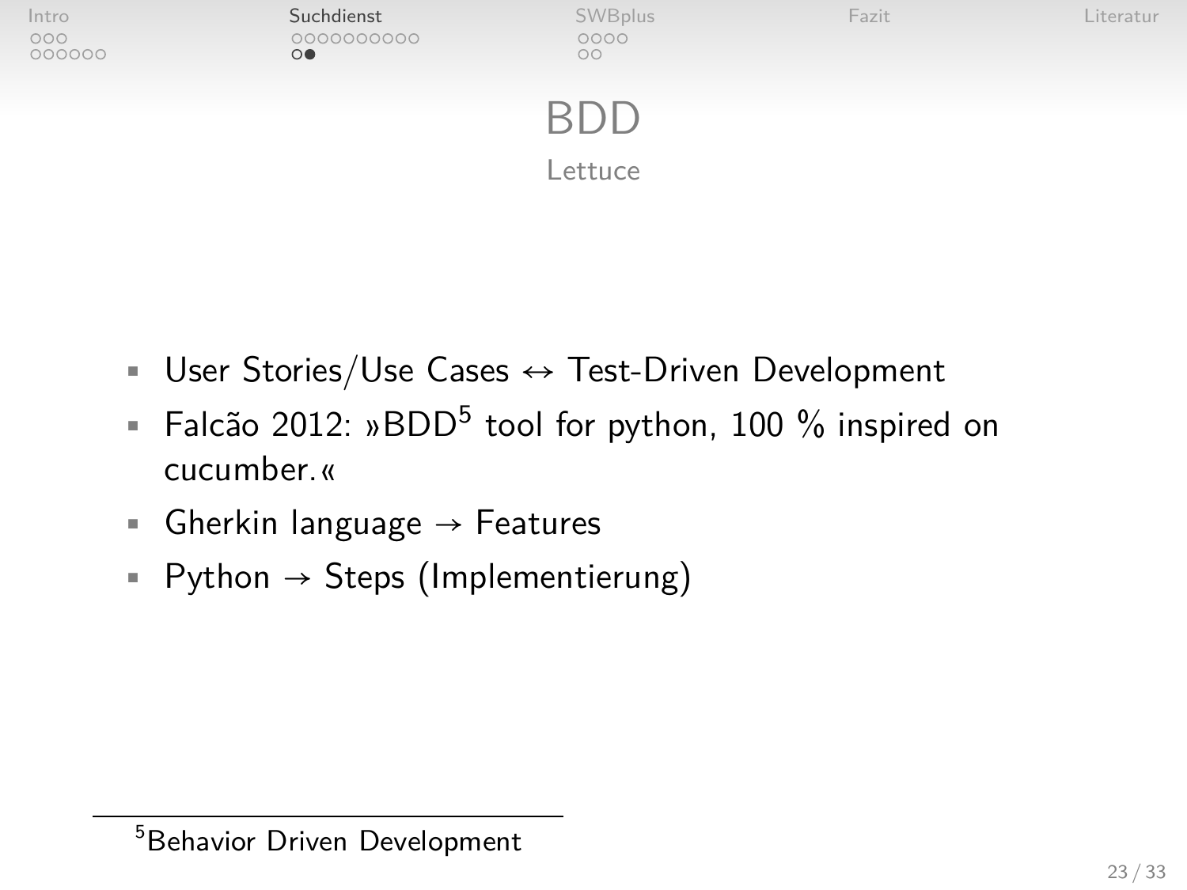# BDD

## Lettuce

- User Stories/Use Cases ↔ Test-Driven Development
- Falcão 2012: »BDD[5] tool for python, 100 % inspired on cucumber.«
- Gherkin language → Features
- Python → Steps (Implementierung)

[5] Behavior Driven Development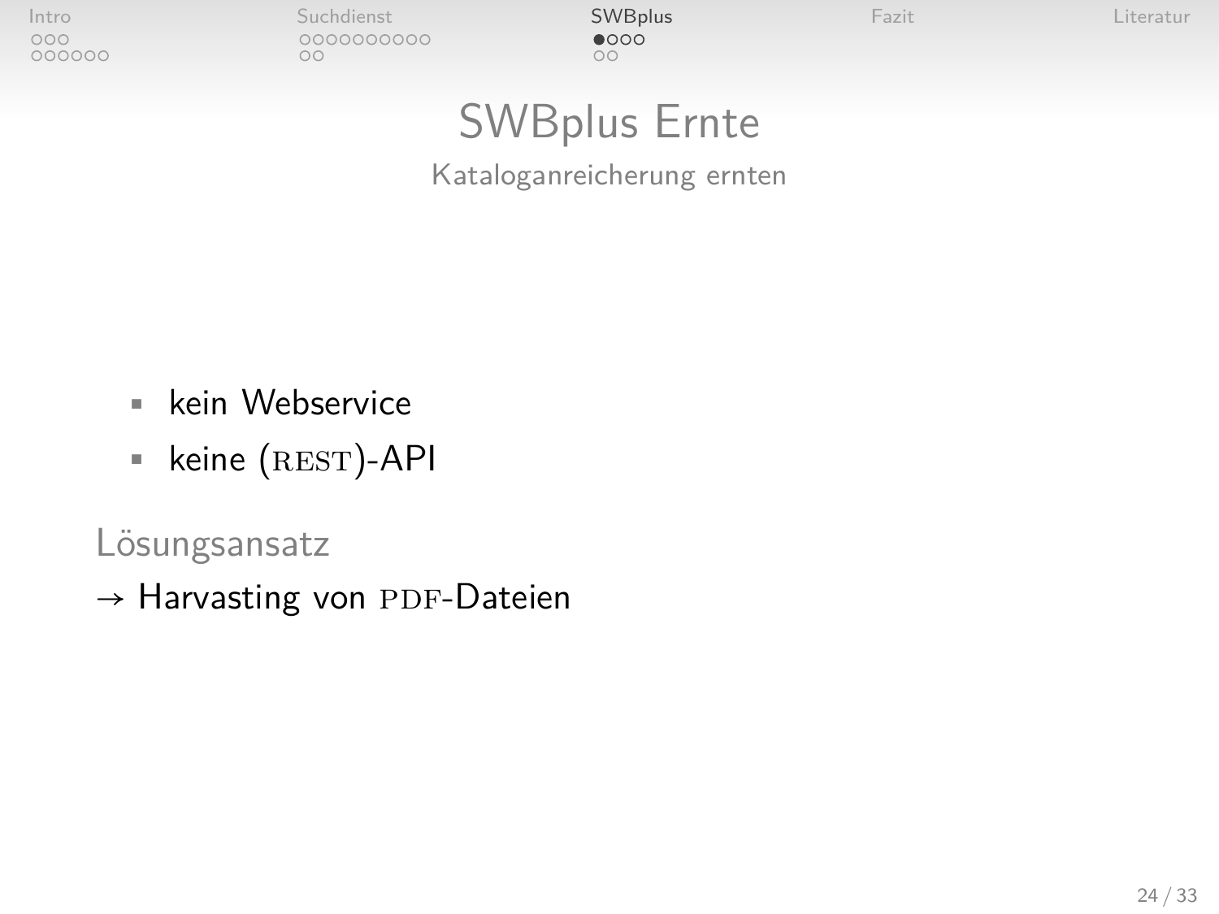# SWBplus Ernte

## Kataloganreicherung ernten

- kein Webservice
- keine (REST)-API

### Lösungsansatz

→ Harvasting von PDF-Dateien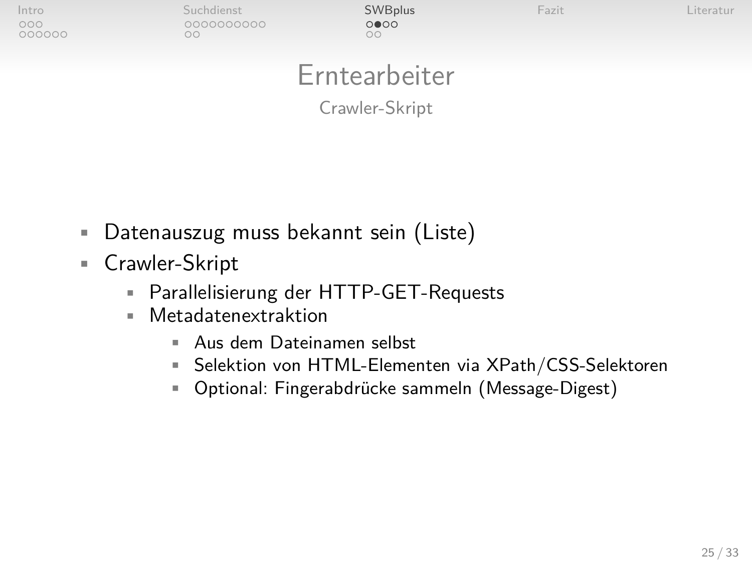# Erntearbeiter

## Crawler-Skript

- Datenauszug muss bekannt sein (Liste)
- Crawler-Skript
  - Parallelisierung der HTTP-GET-Requests
  - Metadatenextraktion
    - Aus dem Dateinamen selbst
    - Selektion von HTML-Elementen via XPath/CSS-Selektoren
    - Optional: Fingerabdrücke sammeln (Message-Digest)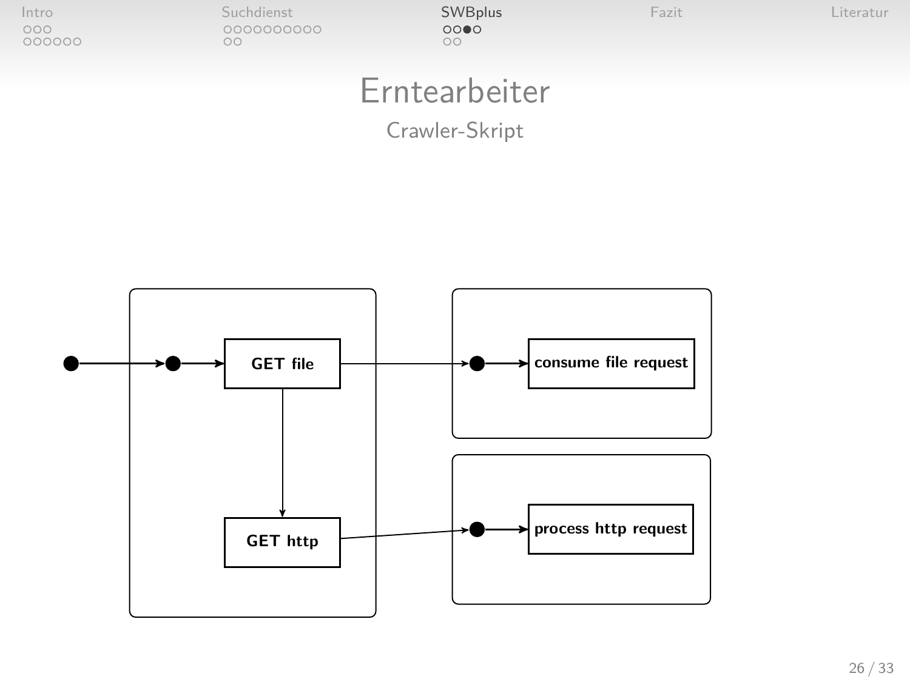# Erntearbeiter

## Crawler-Skript

**GET file**

**consume file request**

**GET http**

**process http request**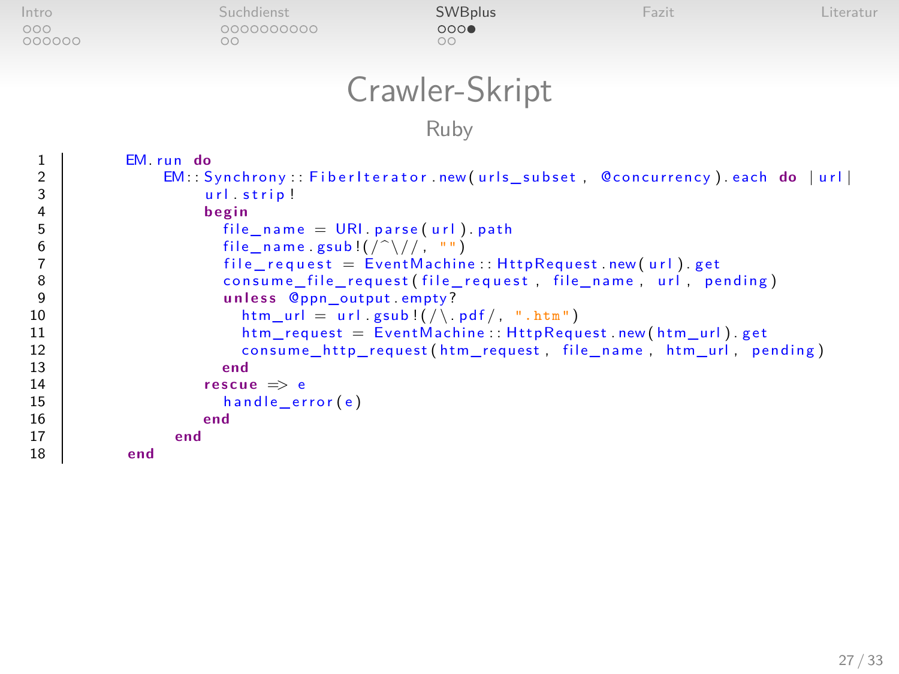# Crawler-Skript

## Ruby

```ruby
EM.run do
    EM::Synchrony::FiberIterator.new(urls_subset, @concurrency).each do |url|
        url.strip!
        begin
          file_name = URI.parse(url).path
          file_name.gsub!(/^\//, "")
          file_request = EventMachine::HttpRequest.new(url).get
          consume_file_request(file_request, file_name, url, pending)
          unless @ppn_output.empty?
            htm_url = url.gsub!(/\.pdf/, ".htm")
            htm_request = EventMachine::HttpRequest.new(htm_url).get
            consume_http_request(htm_request, file_name, htm_url, pending)
          end
        rescue => e
          handle_error(e)
        end
    end
end
```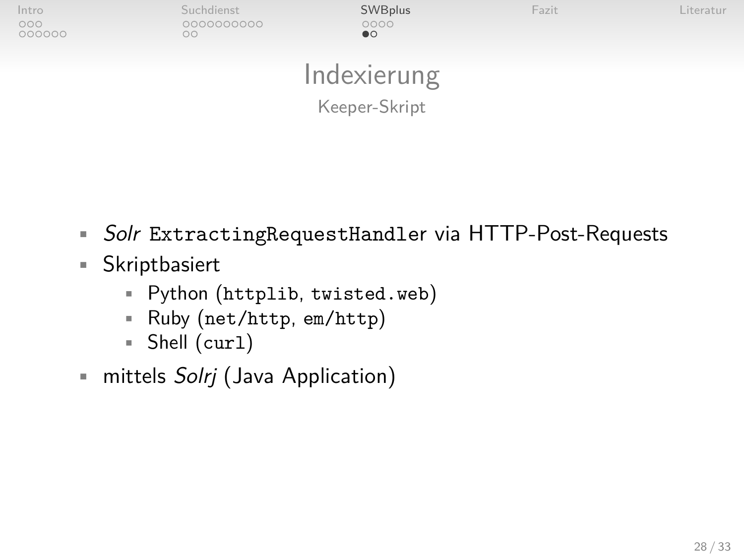# Indexierung

## Keeper-Skript

- *Solr* `ExtractingRequestHandler` via HTTP-Post-Requests
- Skriptbasiert
  - Python (`httplib`, `twisted.web`)
  - Ruby (`net/http`, `em/http`)
  - Shell (`curl`)
- mittels *Solrj* (Java Application)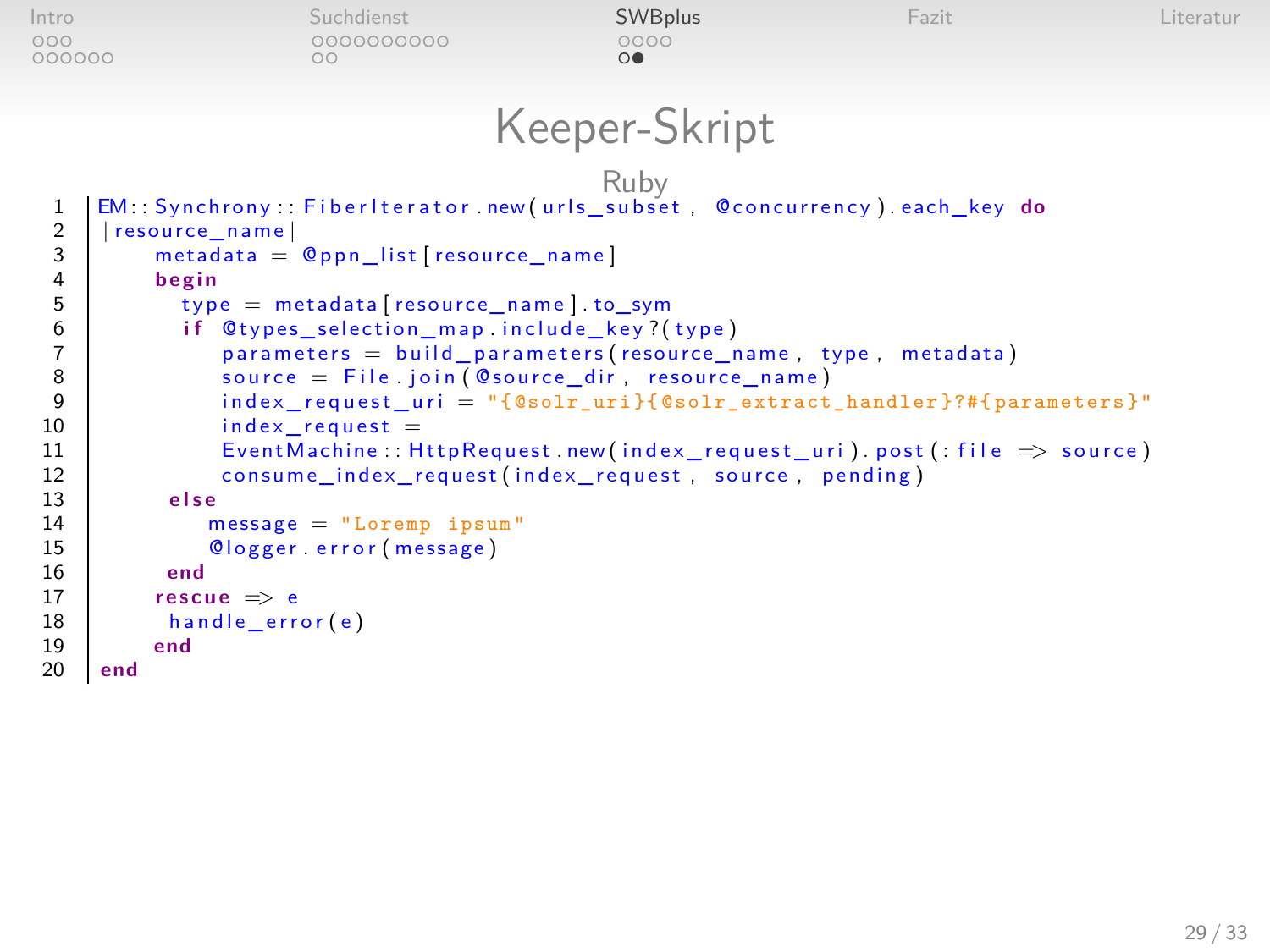# Keeper-Skript

Ruby

```ruby
EM::Synchrony::FiberIterator.new(urls_subset, @concurrency).each_key do
|resource_name|
    metadata = @ppn_list[resource_name]
    begin
      type = metadata[resource_name].to_sym
      if @types_selection_map.include_key?(type)
         parameters = build_parameters(resource_name, type, metadata)
         source = File.join(@source_dir, resource_name)
         index_request_uri = "{@solr_uri}{@solr_extract_handler}?#{parameters}"
         index_request =
         EventMachine::HttpRequest.new(index_request_uri).post(:file => source)
         consume_index_request(index_request, source, pending)
     else
        message = "Loremp ipsum"
        @logger.error(message)
     end
    rescue => e
     handle_error(e)
    end
end
```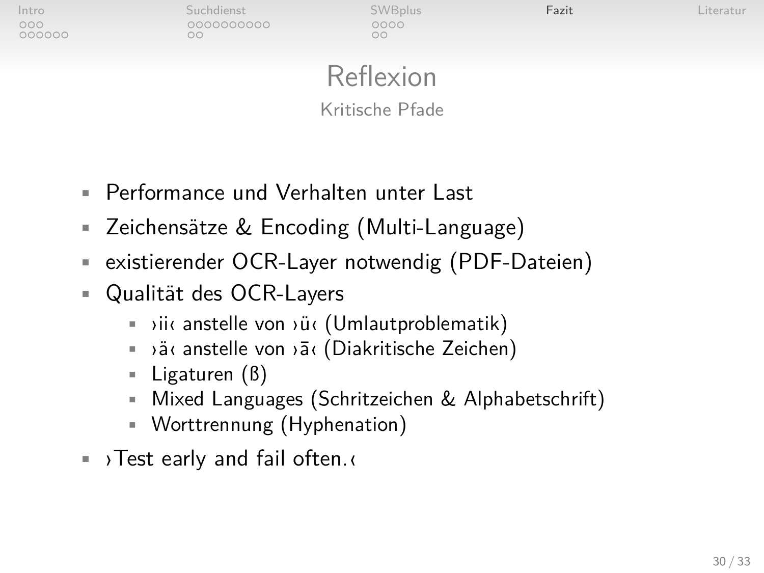# Reflexion

## Kritische Pfade

- Performance und Verhalten unter Last
- Zeichensätze & Encoding (Multi-Language)
- existierender OCR-Layer notwendig (PDF-Dateien)
- Qualität des OCR-Layers
  - ›ii‹ anstelle von ›ü‹ (Umlautproblematik)
  - ›ä‹ anstelle von ›ā‹ (Diakritische Zeichen)
  - Ligaturen (ß)
  - Mixed Languages (Schritzeichen & Alphabetschrift)
  - Worttrennung (Hyphenation)
- ›Test early and fail often.‹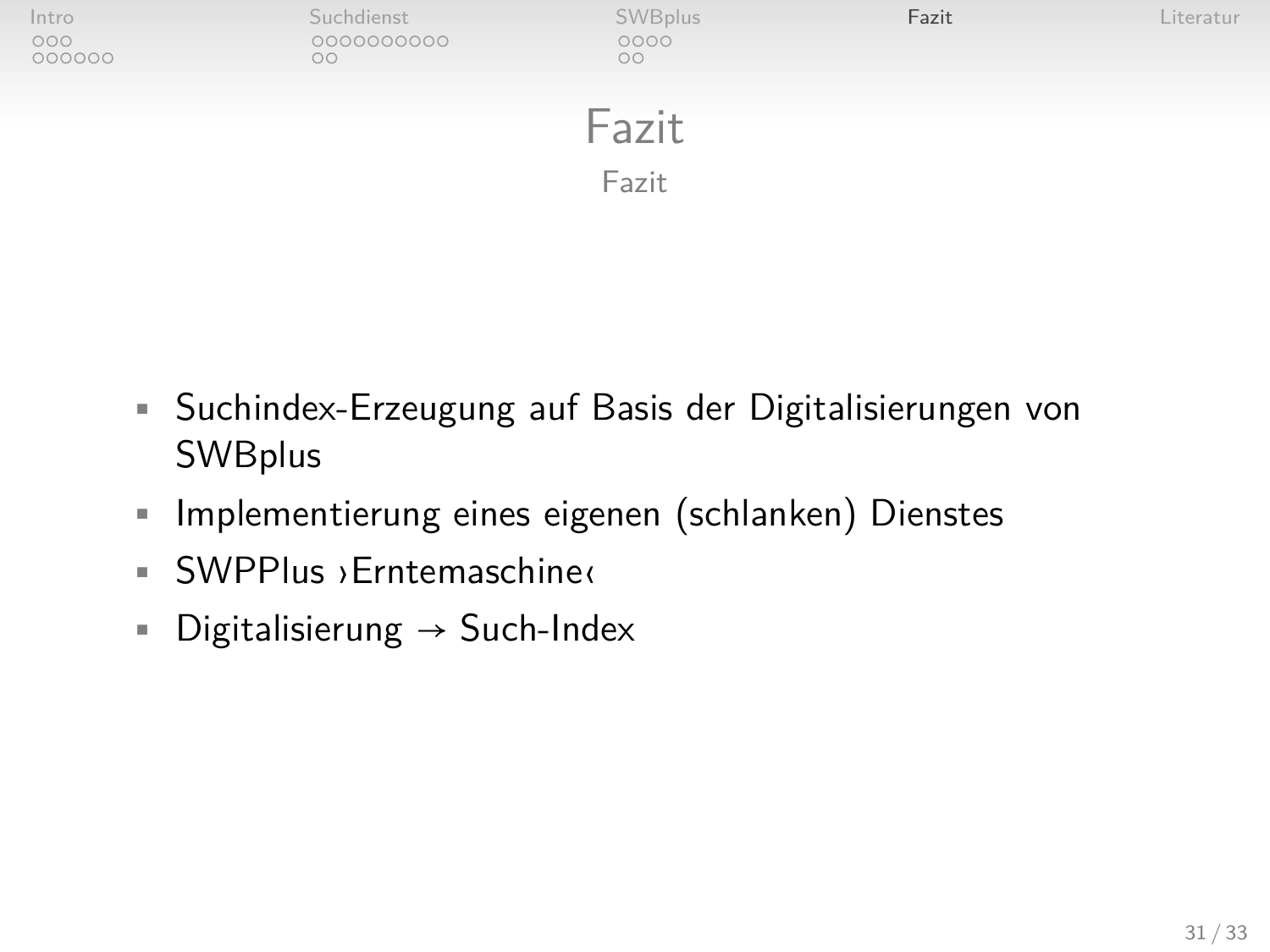# Fazit

## Fazit

- Suchindex-Erzeugung auf Basis der Digitalisierungen von SWBplus
- Implementierung eines eigenen (schlanken) Dienstes
- SWPPlus ›Erntemaschine‹
- Digitalisierung → Such-Index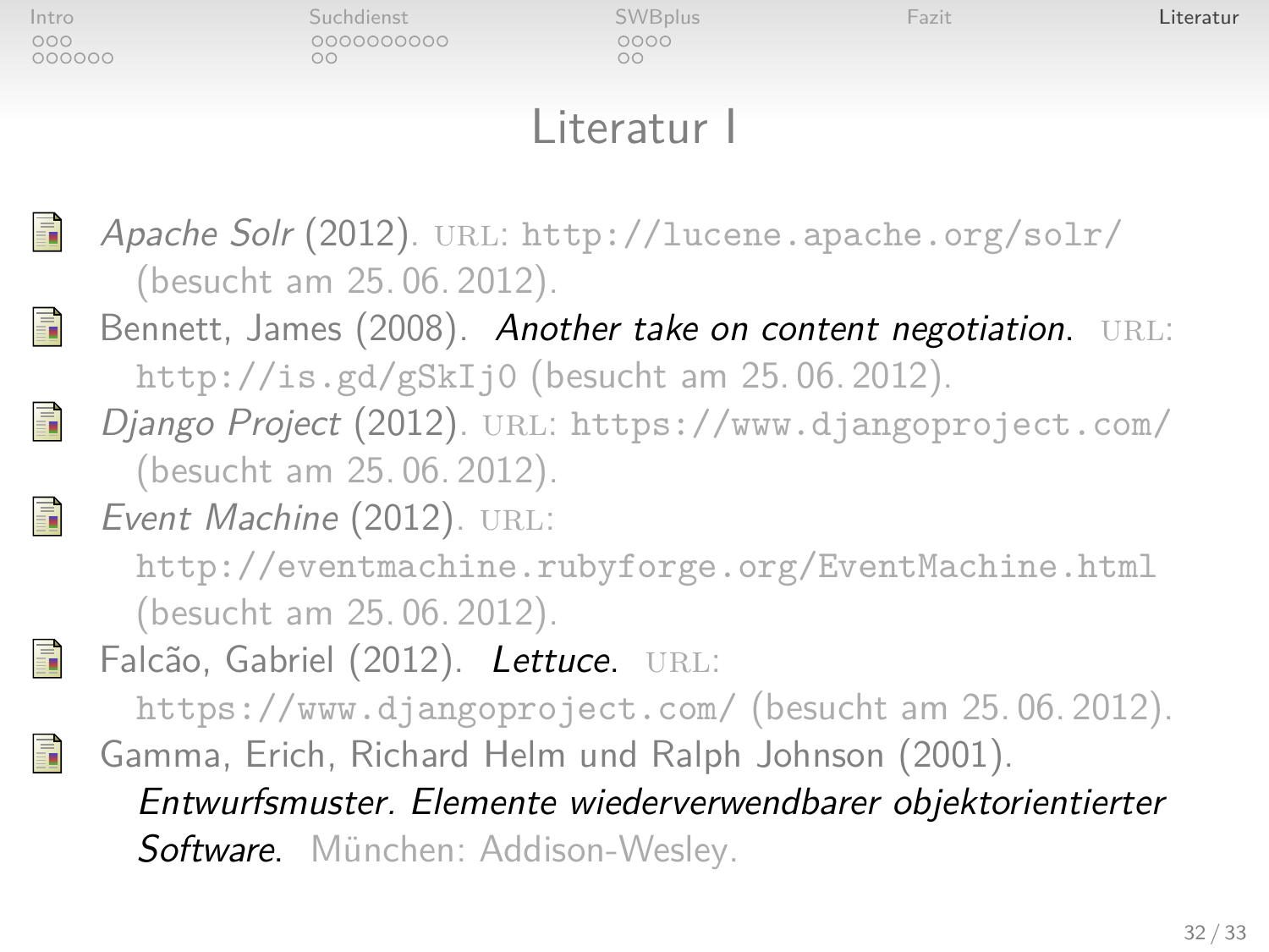# Literatur I

- *Apache Solr* (2012). URL: http://lucene.apache.org/solr/ (besucht am 25. 06. 2012).
- Bennett, James (2008). *Another take on content negotiation*. URL: http://is.gd/gSkIj0 (besucht am 25. 06. 2012).
- *Django Project* (2012). URL: https://www.djangoproject.com/ (besucht am 25. 06. 2012).
- *Event Machine* (2012). URL: http://eventmachine.rubyforge.org/EventMachine.html (besucht am 25. 06. 2012).
- Falcão, Gabriel (2012). *Lettuce*. URL: https://www.djangoproject.com/ (besucht am 25. 06. 2012).
- Gamma, Erich, Richard Helm und Ralph Johnson (2001). *Entwurfsmuster. Elemente wiederverwendbarer objektorientierter Software*. München: Addison-Wesley.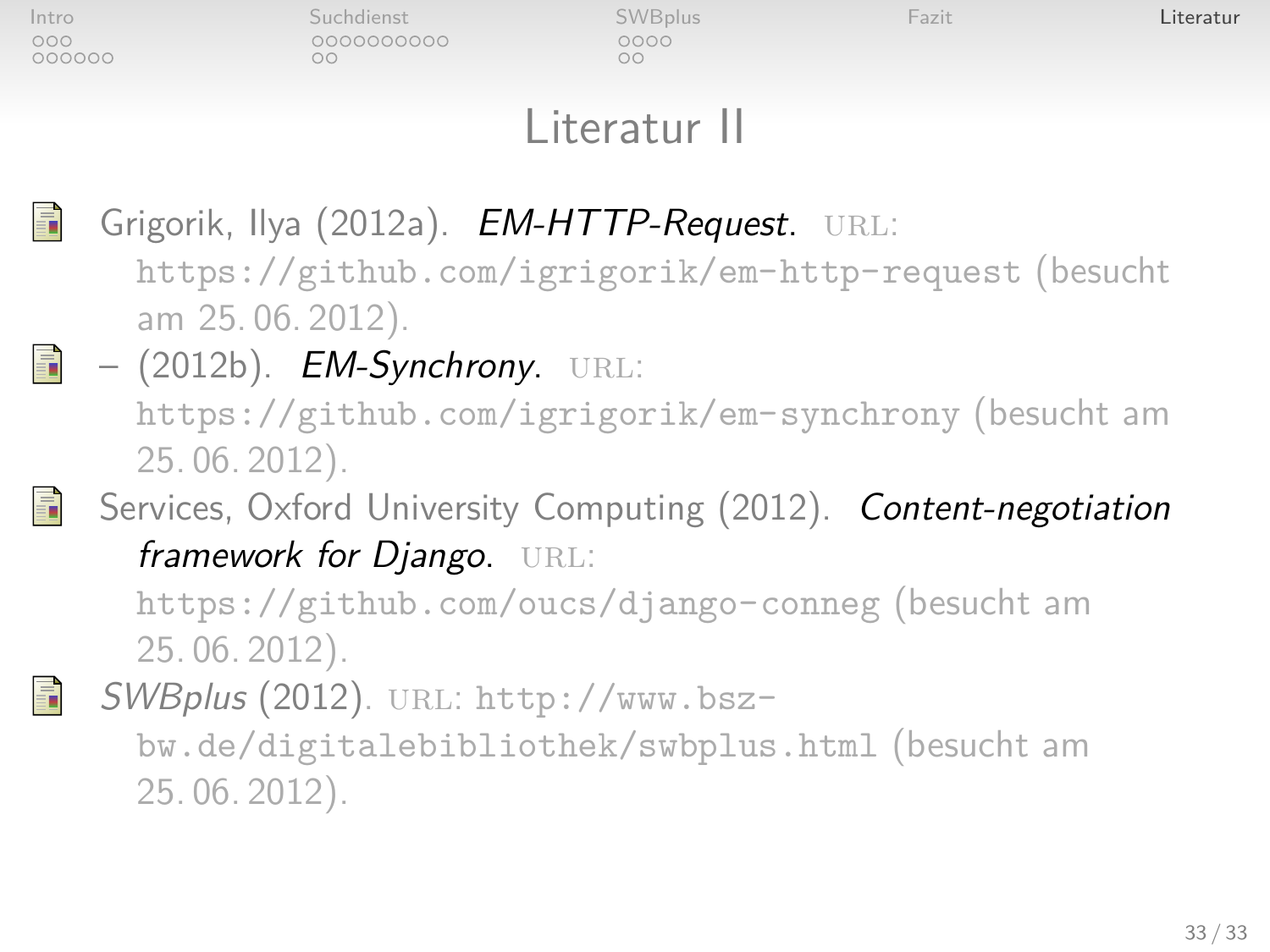# Literatur II

- Grigorik, Ilya (2012a). *EM-HTTP-Request*. URL: https://github.com/igrigorik/em-http-request (besucht am 25. 06. 2012).
- – (2012b). *EM-Synchrony*. URL: https://github.com/igrigorik/em-synchrony (besucht am 25. 06. 2012).
- Services, Oxford University Computing (2012). *Content-negotiation framework for Django*. URL: https://github.com/oucs/django-conneg (besucht am 25. 06. 2012).
- *SWBplus* (2012). URL: http://www.bsz-bw.de/digitalebibliothek/swbplus.html (besucht am 25. 06. 2012).